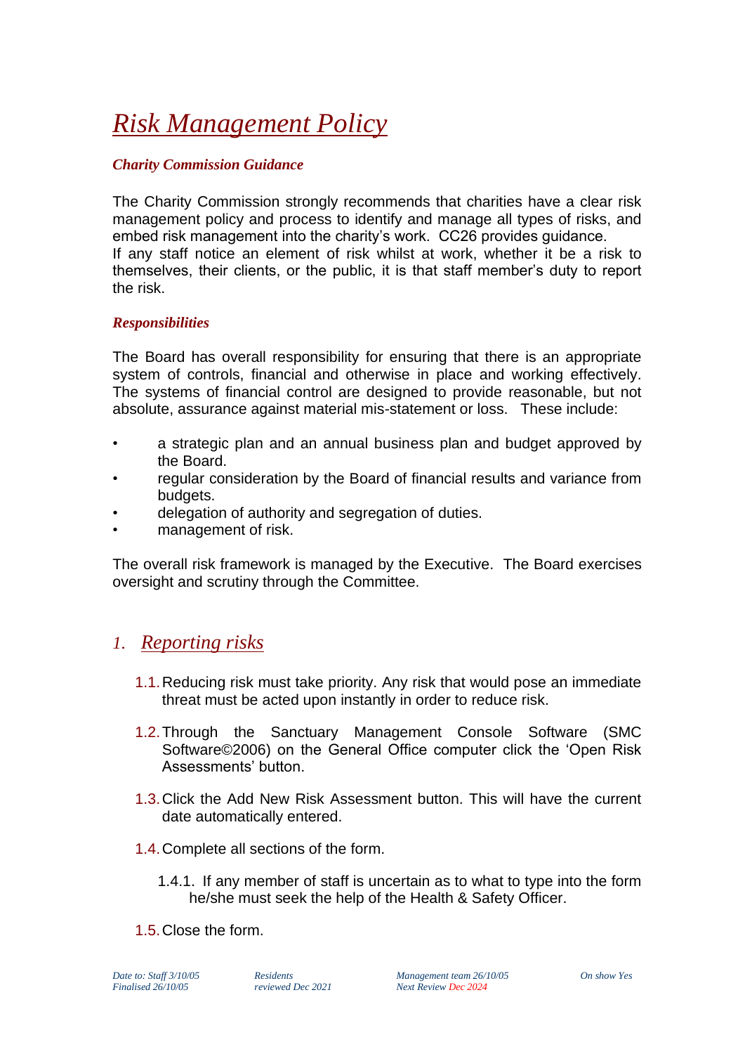# *Risk Management Policy*

### *Charity Commission Guidance*

The Charity Commission strongly recommends that charities have a clear risk management policy and process to identify and manage all types of risks, and embed risk management into the charity's work. CC26 provides guidance.
If any staff notice an element of risk whilst at work, whether it be a risk to themselves, their clients, or the public, it is that staff member's duty to report the risk.

### *Responsibilities*

The Board has overall responsibility for ensuring that there is an appropriate system of controls, financial and otherwise in place and working effectively. The systems of financial control are designed to provide reasonable, but not absolute, assurance against material mis-statement or loss. These include:

- a strategic plan and an annual business plan and budget approved by the Board.
- regular consideration by the Board of financial results and variance from budgets.
- delegation of authority and segregation of duties.
- management of risk.

The overall risk framework is managed by the Executive. The Board exercises oversight and scrutiny through the Committee.

## 1. *Reporting risks*

1.1. Reducing risk must take priority. Any risk that would pose an immediate threat must be acted upon instantly in order to reduce risk.

1.2. Through the Sanctuary Management Console Software (SMC Software©2006) on the General Office computer click the 'Open Risk Assessments' button.

1.3. Click the Add New Risk Assessment button. This will have the current date automatically entered.

1.4. Complete all sections of the form.

1.4.1. If any member of staff is uncertain as to what to type into the form he/she must seek the help of the Health & Safety Officer.

1.5. Close the form.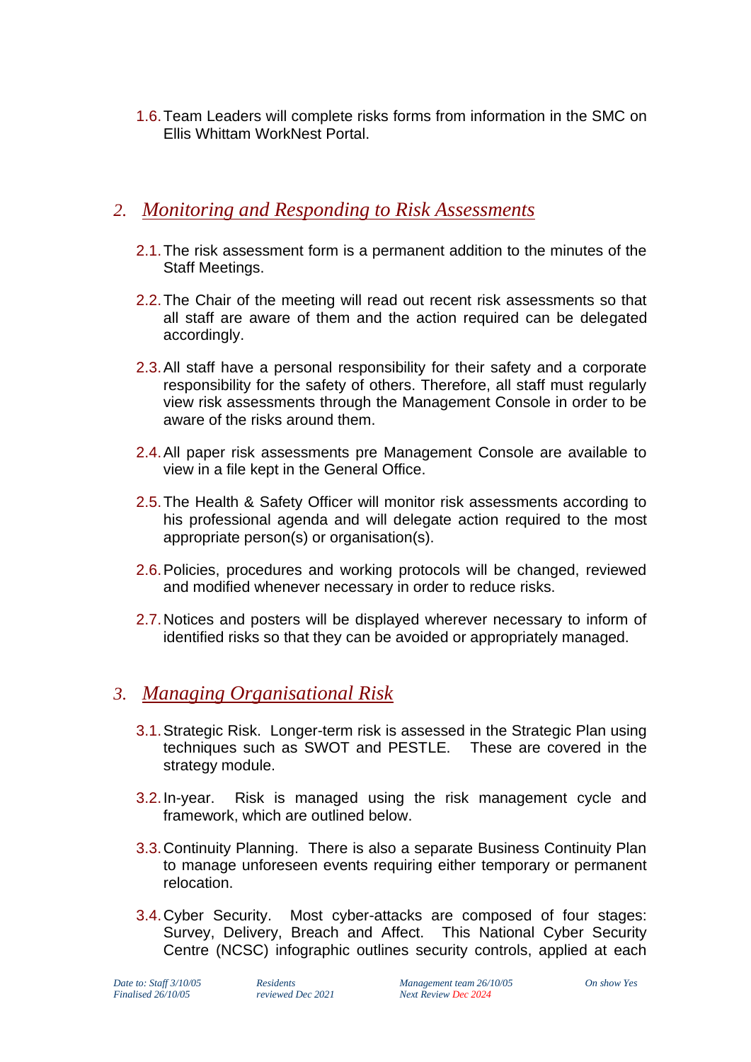1.6. Team Leaders will complete risks forms from information in the SMC on Ellis Whittam WorkNest Portal.

## 2. *Monitoring and Responding to Risk Assessments*

2.1. The risk assessment form is a permanent addition to the minutes of the Staff Meetings.

2.2. The Chair of the meeting will read out recent risk assessments so that all staff are aware of them and the action required can be delegated accordingly.

2.3. All staff have a personal responsibility for their safety and a corporate responsibility for the safety of others. Therefore, all staff must regularly view risk assessments through the Management Console in order to be aware of the risks around them.

2.4. All paper risk assessments pre Management Console are available to view in a file kept in the General Office.

2.5. The Health & Safety Officer will monitor risk assessments according to his professional agenda and will delegate action required to the most appropriate person(s) or organisation(s).

2.6. Policies, procedures and working protocols will be changed, reviewed and modified whenever necessary in order to reduce risks.

2.7. Notices and posters will be displayed wherever necessary to inform of identified risks so that they can be avoided or appropriately managed.

## 3. *Managing Organisational Risk*

3.1. Strategic Risk. Longer-term risk is assessed in the Strategic Plan using techniques such as SWOT and PESTLE. These are covered in the strategy module.

3.2. In-year. Risk is managed using the risk management cycle and framework, which are outlined below.

3.3. Continuity Planning. There is also a separate Business Continuity Plan to manage unforeseen events requiring either temporary or permanent relocation.

3.4. Cyber Security. Most cyber-attacks are composed of four stages: Survey, Delivery, Breach and Affect. This National Cyber Security Centre (NCSC) infographic outlines security controls, applied at each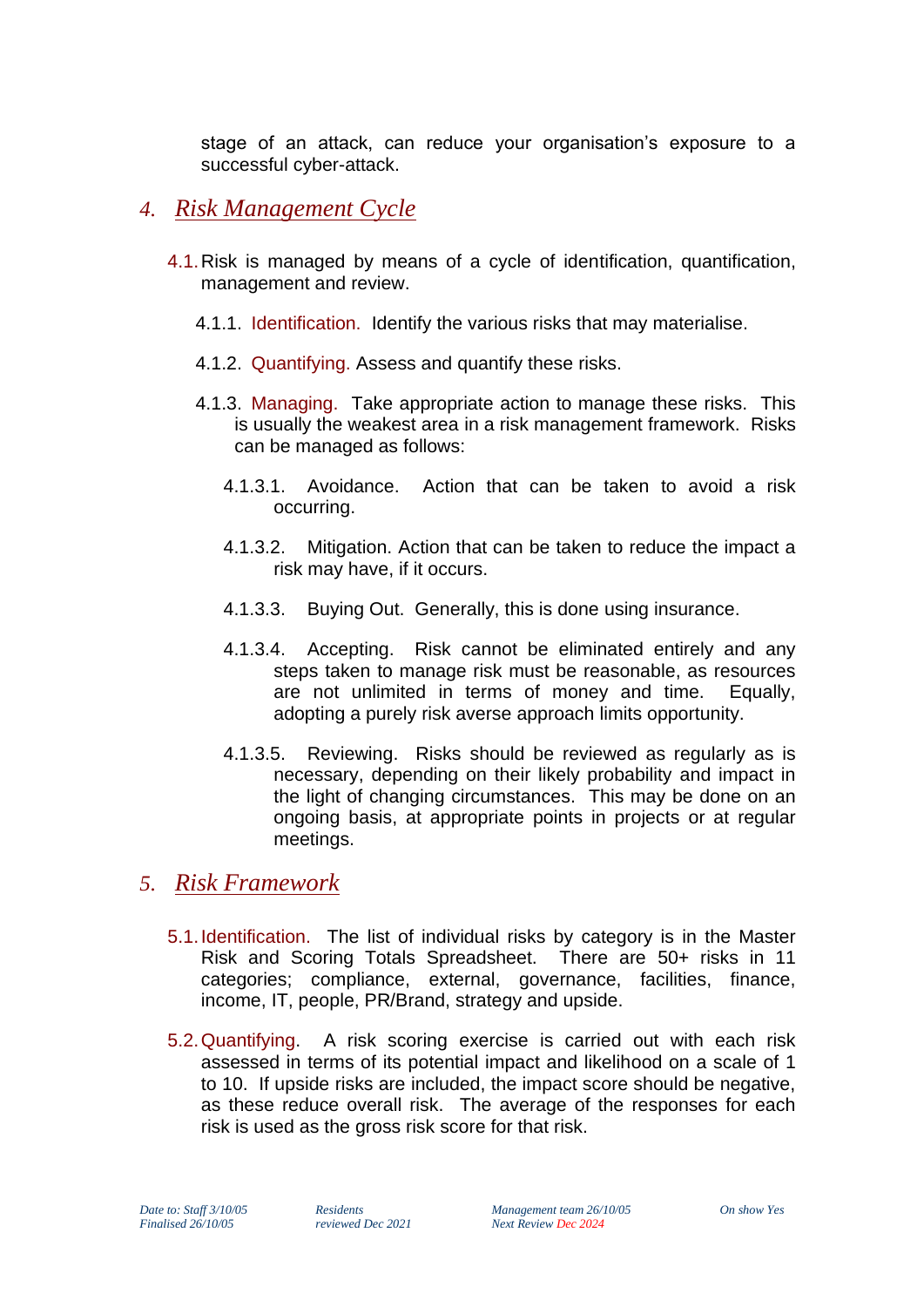stage of an attack, can reduce your organisation's exposure to a successful cyber-attack.

## 4. *Risk Management Cycle*

4.1. Risk is managed by means of a cycle of identification, quantification, management and review.

4.1.1. Identification. Identify the various risks that may materialise.

4.1.2. Quantifying. Assess and quantify these risks.

4.1.3. Managing. Take appropriate action to manage these risks. This is usually the weakest area in a risk management framework. Risks can be managed as follows:

4.1.3.1. Avoidance. Action that can be taken to avoid a risk occurring.

4.1.3.2. Mitigation. Action that can be taken to reduce the impact a risk may have, if it occurs.

4.1.3.3. Buying Out. Generally, this is done using insurance.

4.1.3.4. Accepting. Risk cannot be eliminated entirely and any steps taken to manage risk must be reasonable, as resources are not unlimited in terms of money and time. Equally, adopting a purely risk averse approach limits opportunity.

4.1.3.5. Reviewing. Risks should be reviewed as regularly as is necessary, depending on their likely probability and impact in the light of changing circumstances. This may be done on an ongoing basis, at appropriate points in projects or at regular meetings.

## 5. *Risk Framework*

5.1. Identification. The list of individual risks by category is in the Master Risk and Scoring Totals Spreadsheet. There are 50+ risks in 11 categories; compliance, external, governance, facilities, finance, income, IT, people, PR/Brand, strategy and upside.

5.2. Quantifying. A risk scoring exercise is carried out with each risk assessed in terms of its potential impact and likelihood on a scale of 1 to 10. If upside risks are included, the impact score should be negative, as these reduce overall risk. The average of the responses for each risk is used as the gross risk score for that risk.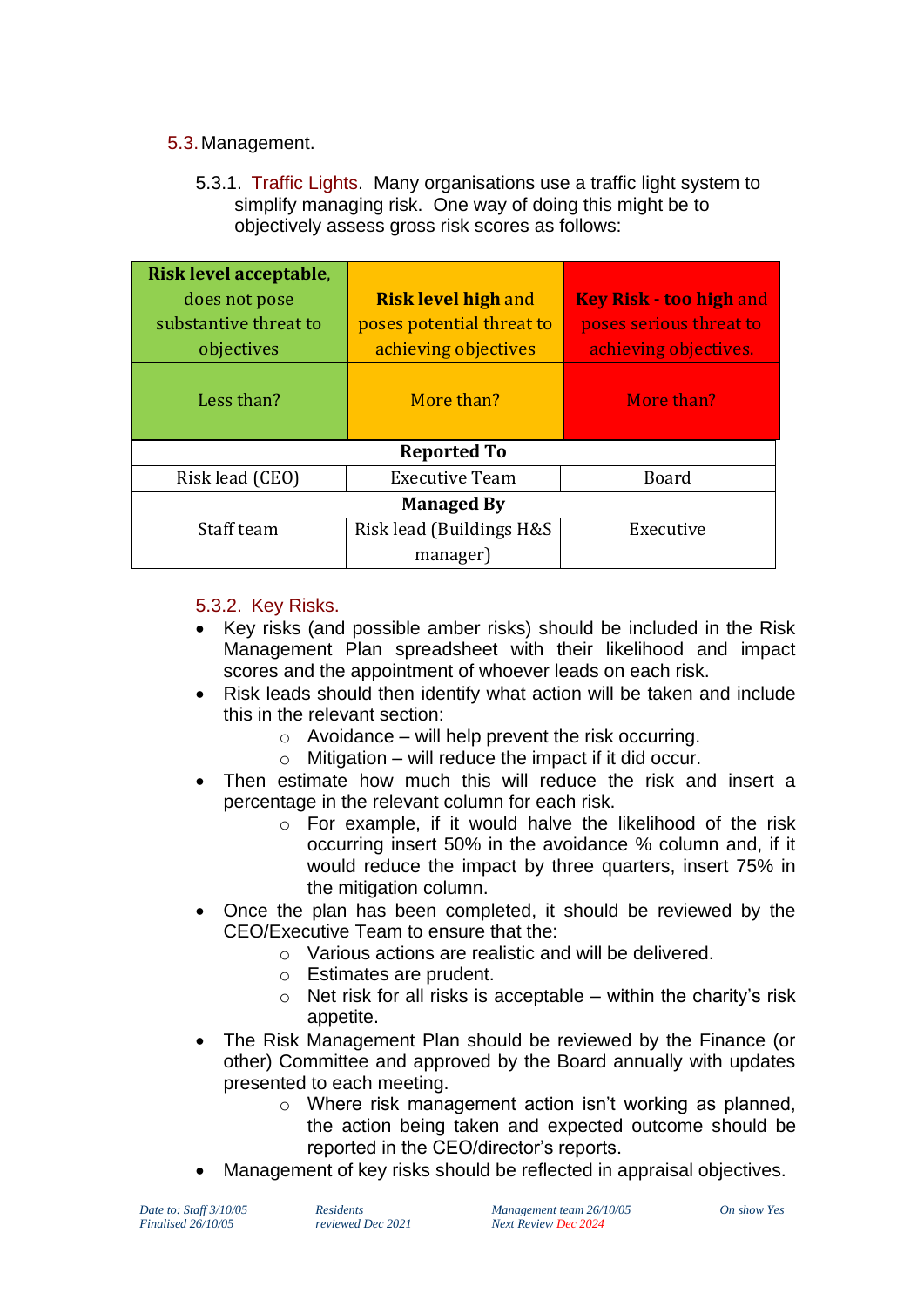### 5.3. Management.

#### 5.3.1. Traffic Lights.

Many organisations use a traffic light system to simplify managing risk. One way of doing this might be to objectively assess gross risk scores as follows:

| **Risk level acceptable**, does not pose substantive threat to objectives | **Risk level high** and poses potential threat to achieving objectives | **Key Risk - too high** and poses serious threat to achieving objectives. |
|---|---|---|
| Less than? | More than? | More than? |
| **Reported To** | | |
| Risk lead (CEO) | Executive Team | Board |
| **Managed By** | | |
| Staff team | Risk lead (Buildings H&S manager) | Executive |

#### 5.3.2. Key Risks.

- Key risks (and possible amber risks) should be included in the Risk Management Plan spreadsheet with their likelihood and impact scores and the appointment of whoever leads on each risk.
- Risk leads should then identify what action will be taken and include this in the relevant section:
  - Avoidance – will help prevent the risk occurring.
  - Mitigation – will reduce the impact if it did occur.
- Then estimate how much this will reduce the risk and insert a percentage in the relevant column for each risk.
  - For example, if it would halve the likelihood of the risk occurring insert 50% in the avoidance % column and, if it would reduce the impact by three quarters, insert 75% in the mitigation column.
- Once the plan has been completed, it should be reviewed by the CEO/Executive Team to ensure that the:
  - Various actions are realistic and will be delivered.
  - Estimates are prudent.
  - Net risk for all risks is acceptable – within the charity's risk appetite.
- The Risk Management Plan should be reviewed by the Finance (or other) Committee and approved by the Board annually with updates presented to each meeting.
  - Where risk management action isn't working as planned, the action being taken and expected outcome should be reported in the CEO/director's reports.
- Management of key risks should be reflected in appraisal objectives.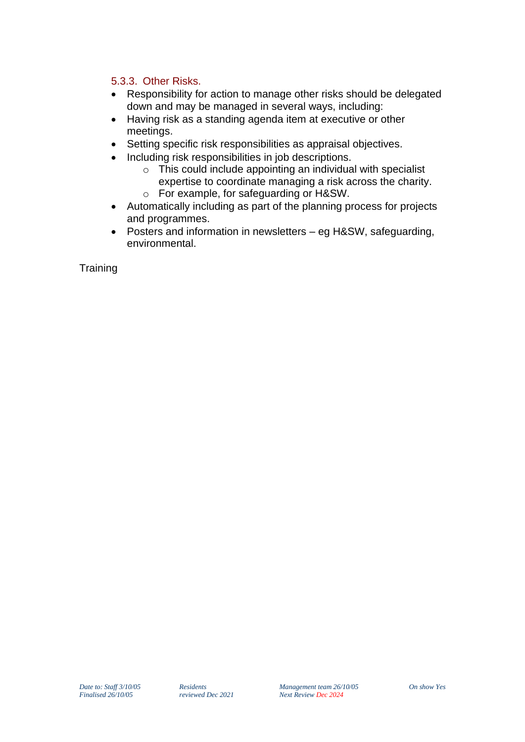### 5.3.3. Other Risks.

- Responsibility for action to manage other risks should be delegated down and may be managed in several ways, including:
- Having risk as a standing agenda item at executive or other meetings.
- Setting specific risk responsibilities as appraisal objectives.
- Including risk responsibilities in job descriptions.
    - This could include appointing an individual with specialist expertise to coordinate managing a risk across the charity.
    - For example, for safeguarding or H&SW.
- Automatically including as part of the planning process for projects and programmes.
- Posters and information in newsletters – eg H&SW, safeguarding, environmental.

Training